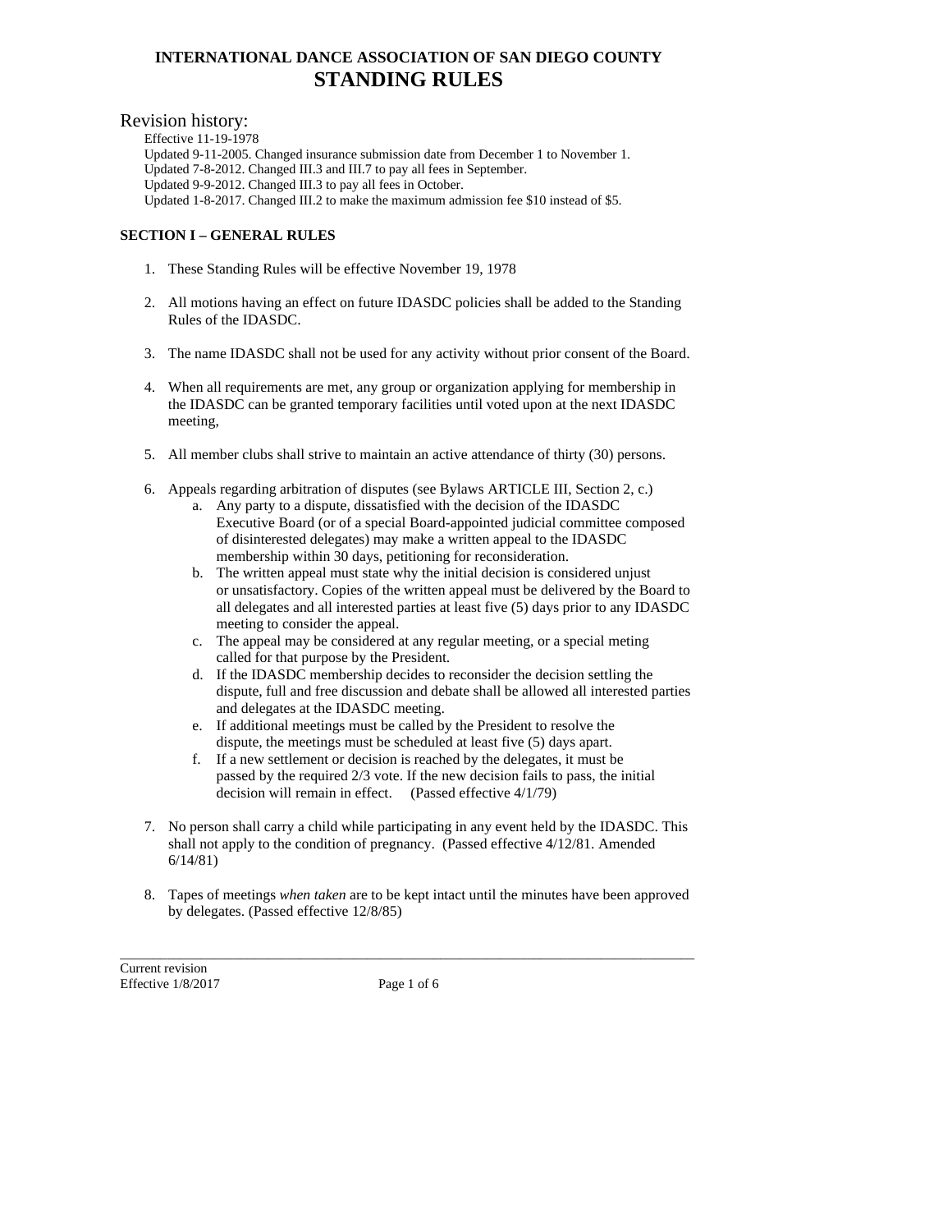# INTERNATIONAL DANCE ASSOCIATION OF SAN DIEGO COUNTY
# STANDING RULES

## Revision history:

Effective 11-19-1978
Updated 9-11-2005. Changed insurance submission date from December 1 to November 1.
Updated 7-8-2012. Changed III.3 and III.7 to pay all fees in September.
Updated 9-9-2012. Changed III.3 to pay all fees in October.
Updated 1-8-2017. Changed III.2 to make the maximum admission fee $10 instead of $5.

### SECTION I – GENERAL RULES

1. These Standing Rules will be effective November 19, 1978

2. All motions having an effect on future IDASDC policies shall be added to the Standing Rules of the IDASDC.

3. The name IDASDC shall not be used for any activity without prior consent of the Board.

4. When all requirements are met, any group or organization applying for membership in the IDASDC can be granted temporary facilities until voted upon at the next IDASDC meeting,

5. All member clubs shall strive to maintain an active attendance of thirty (30) persons.

6. Appeals regarding arbitration of disputes (see Bylaws ARTICLE III, Section 2, c.)
   a. Any party to a dispute, dissatisfied with the decision of the IDASDC Executive Board (or of a special Board-appointed judicial committee composed of disinterested delegates) may make a written appeal to the IDASDC membership within 30 days, petitioning for reconsideration.
   b. The written appeal must state why the initial decision is considered unjust or unsatisfactory. Copies of the written appeal must be delivered by the Board to all delegates and all interested parties at least five (5) days prior to any IDASDC meeting to consider the appeal.
   c. The appeal may be considered at any regular meeting, or a special meting called for that purpose by the President.
   d. If the IDASDC membership decides to reconsider the decision settling the dispute, full and free discussion and debate shall be allowed all interested parties and delegates at the IDASDC meeting.
   e. If additional meetings must be called by the President to resolve the dispute, the meetings must be scheduled at least five (5) days apart.
   f. If a new settlement or decision is reached by the delegates, it must be passed by the required 2/3 vote. If the new decision fails to pass, the initial decision will remain in effect. (Passed effective 4/1/79)

7. No person shall carry a child while participating in any event held by the IDASDC. This shall not apply to the condition of pregnancy. (Passed effective 4/12/81. Amended 6/14/81)

8. Tapes of meetings *when taken* are to be kept intact until the minutes have been approved by delegates. (Passed effective 12/8/85)

Current revision
Effective 1/8/2017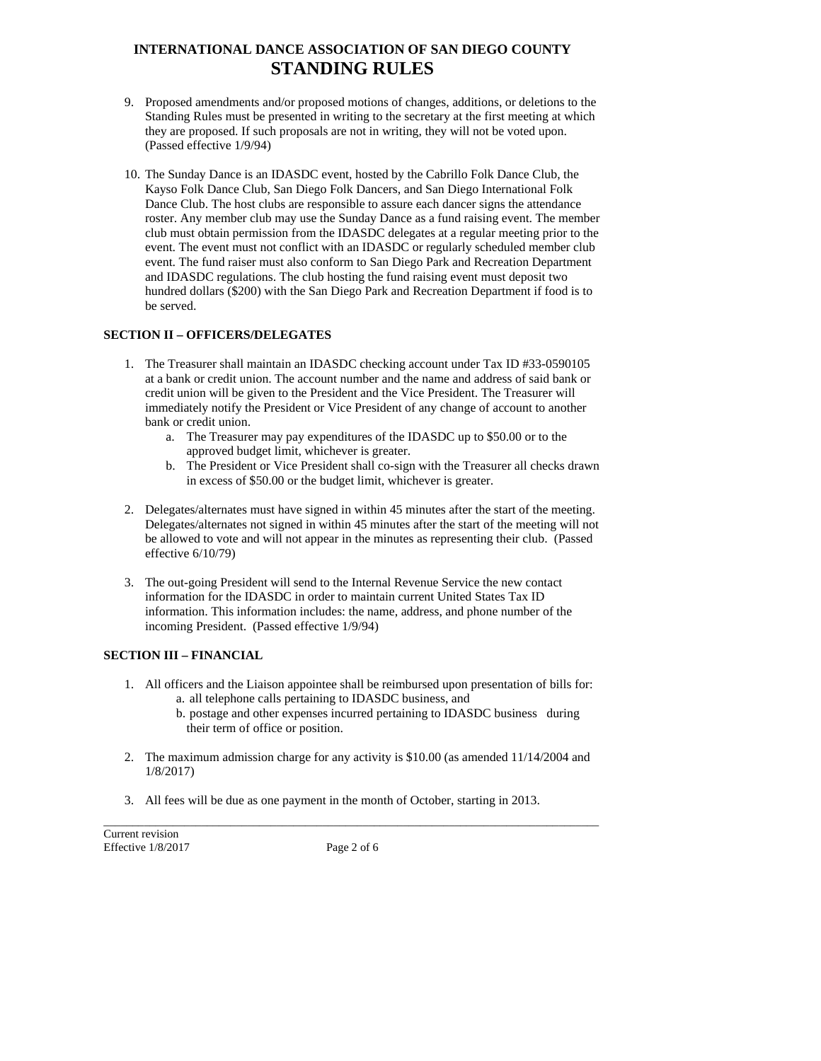9. Proposed amendments and/or proposed motions of changes, additions, or deletions to the Standing Rules must be presented in writing to the secretary at the first meeting at which they are proposed. If such proposals are not in writing, they will not be voted upon. (Passed effective 1/9/94)

10. The Sunday Dance is an IDASDC event, hosted by the Cabrillo Folk Dance Club, the Kayso Folk Dance Club, San Diego Folk Dancers, and San Diego International Folk Dance Club. The host clubs are responsible to assure each dancer signs the attendance roster. Any member club may use the Sunday Dance as a fund raising event. The member club must obtain permission from the IDASDC delegates at a regular meeting prior to the event. The event must not conflict with an IDASDC or regularly scheduled member club event. The fund raiser must also conform to San Diego Park and Recreation Department and IDASDC regulations. The club hosting the fund raising event must deposit two hundred dollars ($200) with the San Diego Park and Recreation Department if food is to be served.

## SECTION II – OFFICERS/DELEGATES

1. The Treasurer shall maintain an IDASDC checking account under Tax ID #33-0590105 at a bank or credit union. The account number and the name and address of said bank or credit union will be given to the President and the Vice President. The Treasurer will immediately notify the President or Vice President of any change of account to another bank or credit union.
    a. The Treasurer may pay expenditures of the IDASDC up to $50.00 or to the approved budget limit, whichever is greater.
    b. The President or Vice President shall co-sign with the Treasurer all checks drawn in excess of $50.00 or the budget limit, whichever is greater.

2. Delegates/alternates must have signed in within 45 minutes after the start of the meeting. Delegates/alternates not signed in within 45 minutes after the start of the meeting will not be allowed to vote and will not appear in the minutes as representing their club. (Passed effective 6/10/79)

3. The out-going President will send to the Internal Revenue Service the new contact information for the IDASDC in order to maintain current United States Tax ID information. This information includes: the name, address, and phone number of the incoming President. (Passed effective 1/9/94)

## SECTION III – FINANCIAL

1. All officers and the Liaison appointee shall be reimbursed upon presentation of bills for:
    a. all telephone calls pertaining to IDASDC business, and
    b. postage and other expenses incurred pertaining to IDASDC business during their term of office or position.

2. The maximum admission charge for any activity is $10.00 (as amended 11/14/2004 and 1/8/2017)

3. All fees will be due as one payment in the month of October, starting in 2013.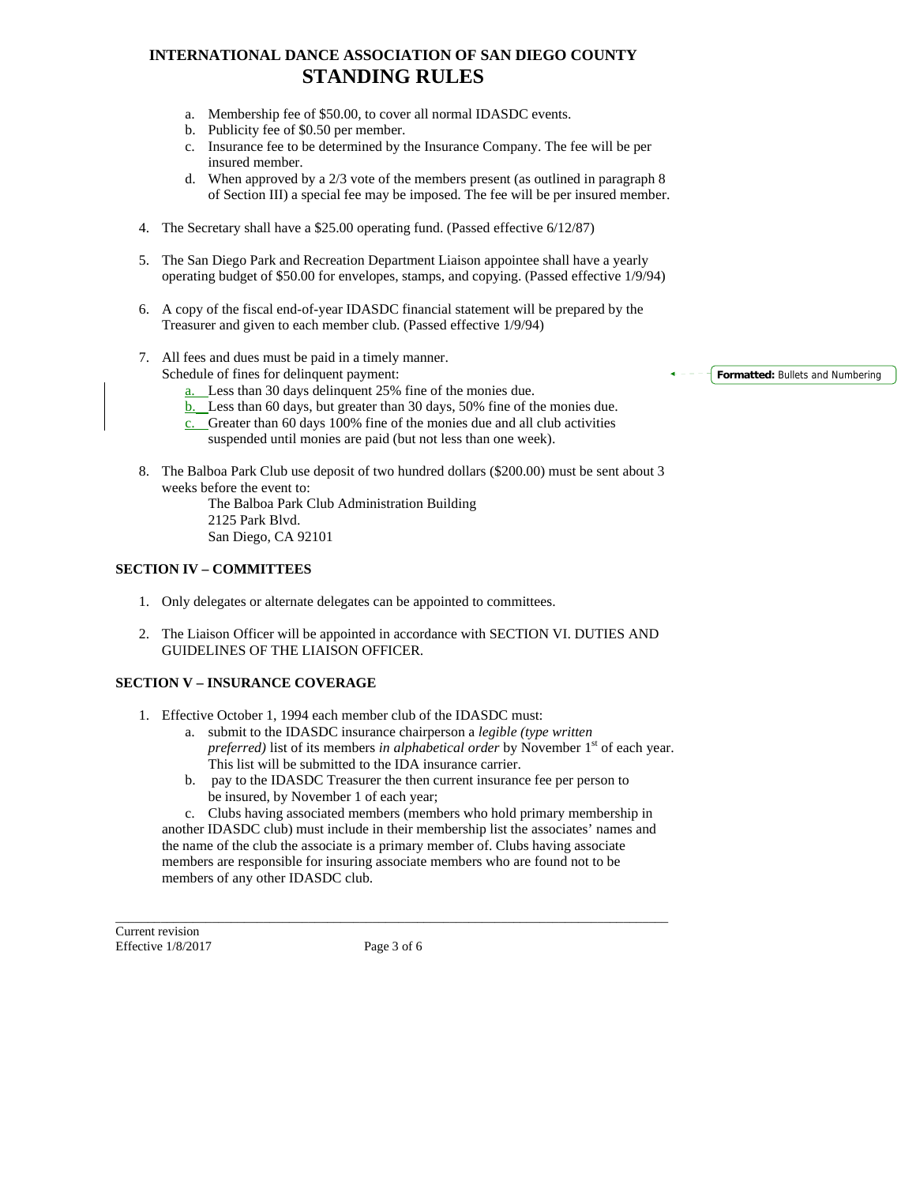a. Membership fee of $50.00, to cover all normal IDASDC events.
b. Publicity fee of $0.50 per member.
c. Insurance fee to be determined by the Insurance Company. The fee will be per insured member.
d. When approved by a 2/3 vote of the members present (as outlined in paragraph 8 of Section III) a special fee may be imposed. The fee will be per insured member.

4. The Secretary shall have a $25.00 operating fund. (Passed effective 6/12/87)

5. The San Diego Park and Recreation Department Liaison appointee shall have a yearly operating budget of $50.00 for envelopes, stamps, and copying. (Passed effective 1/9/94)

6. A copy of the fiscal end-of-year IDASDC financial statement will be prepared by the Treasurer and given to each member club. (Passed effective 1/9/94)

7. All fees and dues must be paid in a timely manner.
   Schedule of fines for delinquent payment:
   a. Less than 30 days delinquent 25% fine of the monies due.
   b. Less than 60 days, but greater than 30 days, 50% fine of the monies due.
   c. Greater than 60 days 100% fine of the monies due and all club activities suspended until monies are paid (but not less than one week).

8. The Balboa Park Club use deposit of two hundred dollars ($200.00) must be sent about 3 weeks before the event to:
   The Balboa Park Club Administration Building
   2125 Park Blvd.
   San Diego, CA 92101

### SECTION IV – COMMITTEES

1. Only delegates or alternate delegates can be appointed to committees.

2. The Liaison Officer will be appointed in accordance with SECTION VI. DUTIES AND GUIDELINES OF THE LIAISON OFFICER.

### SECTION V – INSURANCE COVERAGE

1. Effective October 1, 1994 each member club of the IDASDC must:
   a. submit to the IDASDC insurance chairperson a *legible (type written preferred)* list of its members *in alphabetical order* by November 1st of each year. This list will be submitted to the IDA insurance carrier.
   b. pay to the IDASDC Treasurer the then current insurance fee per person to be insured, by November 1 of each year;
   c. Clubs having associated members (members who hold primary membership in another IDASDC club) must include in their membership list the associates' names and the name of the club the associate is a primary member of. Clubs having associate members are responsible for insuring associate members who are found not to be members of any other IDASDC club.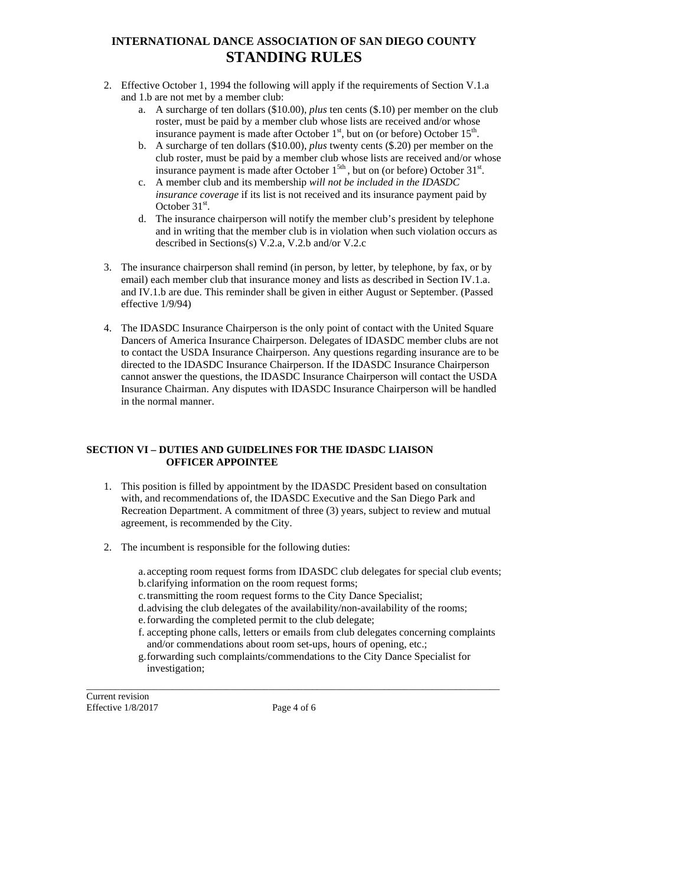2. Effective October 1, 1994 the following will apply if the requirements of Section V.1.a and 1.b are not met by a member club:
   a. A surcharge of ten dollars ($10.00), *plus* ten cents ($.10) per member on the club roster, must be paid by a member club whose lists are received and/or whose insurance payment is made after October 1st, but on (or before) October 15th.
   b. A surcharge of ten dollars ($10.00), *plus* twenty cents ($.20) per member on the club roster, must be paid by a member club whose lists are received and/or whose insurance payment is made after October 15th, but on (or before) October 31st.
   c. A member club and its membership *will not be included in the IDASDC insurance coverage* if its list is not received and its insurance payment paid by October 31st.
   d. The insurance chairperson will notify the member club's president by telephone and in writing that the member club is in violation when such violation occurs as described in Sections(s) V.2.a, V.2.b and/or V.2.c

3. The insurance chairperson shall remind (in person, by letter, by telephone, by fax, or by email) each member club that insurance money and lists as described in Section IV.1.a. and IV.1.b are due. This reminder shall be given in either August or September. (Passed effective 1/9/94)

4. The IDASDC Insurance Chairperson is the only point of contact with the United Square Dancers of America Insurance Chairperson. Delegates of IDASDC member clubs are not to contact the USDA Insurance Chairperson. Any questions regarding insurance are to be directed to the IDASDC Insurance Chairperson. If the IDASDC Insurance Chairperson cannot answer the questions, the IDASDC Insurance Chairperson will contact the USDA Insurance Chairman. Any disputes with IDASDC Insurance Chairperson will be handled in the normal manner.

## SECTION VI – DUTIES AND GUIDELINES FOR THE IDASDC LIAISON OFFICER APPOINTEE

1. This position is filled by appointment by the IDASDC President based on consultation with, and recommendations of, the IDASDC Executive and the San Diego Park and Recreation Department. A commitment of three (3) years, subject to review and mutual agreement, is recommended by the City.

2. The incumbent is responsible for the following duties:

   a. accepting room request forms from IDASDC club delegates for special club events;
   b. clarifying information on the room request forms;
   c. transmitting the room request forms to the City Dance Specialist;
   d. advising the club delegates of the availability/non-availability of the rooms;
   e. forwarding the completed permit to the club delegate;
   f. accepting phone calls, letters or emails from club delegates concerning complaints and/or commendations about room set-ups, hours of opening, etc.;
   g. forwarding such complaints/commendations to the City Dance Specialist for investigation;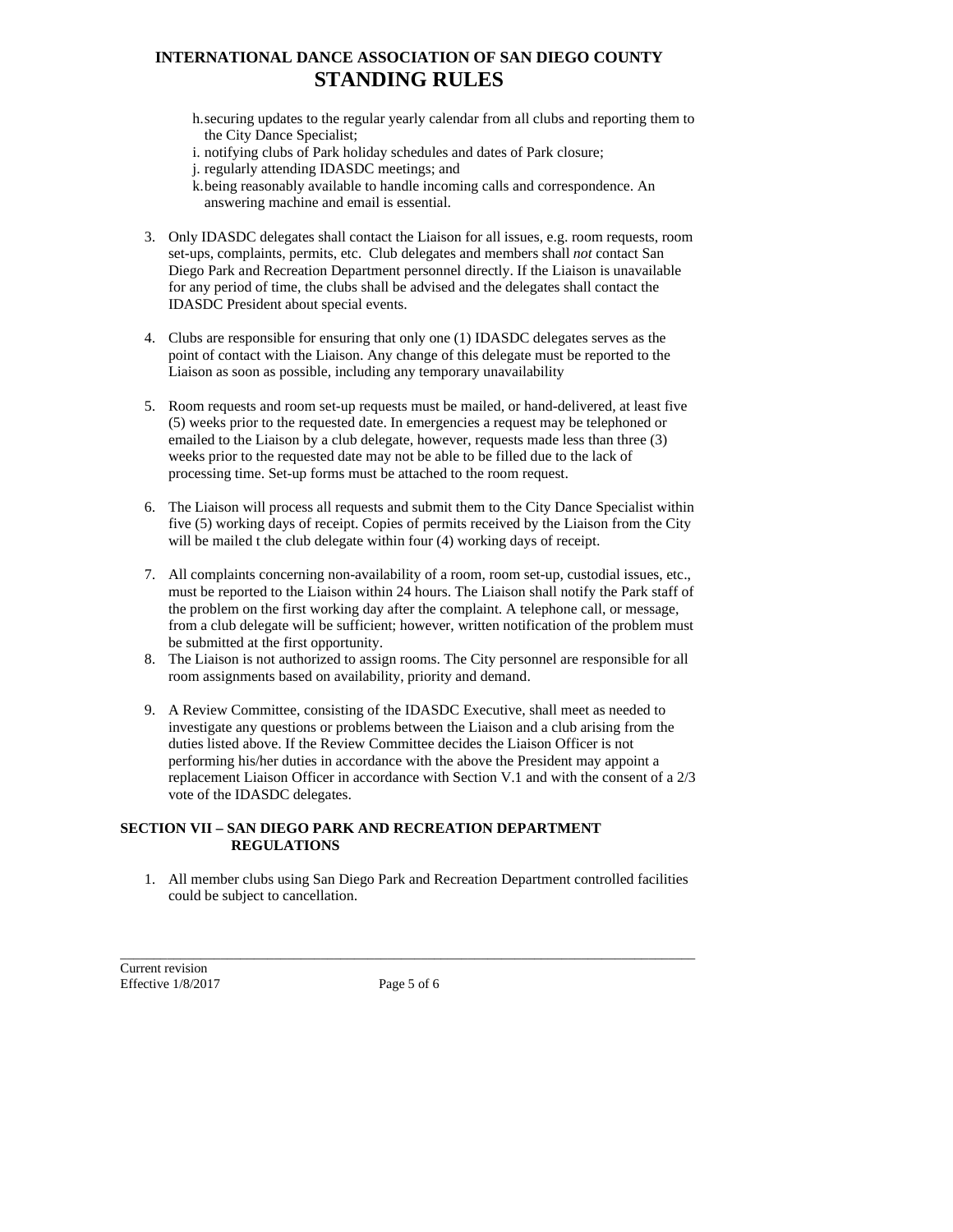h. securing updates to the regular yearly calendar from all clubs and reporting them to the City Dance Specialist;
i. notifying clubs of Park holiday schedules and dates of Park closure;
j. regularly attending IDASDC meetings; and
k. being reasonably available to handle incoming calls and correspondence. An answering machine and email is essential.

3. Only IDASDC delegates shall contact the Liaison for all issues, e.g. room requests, room set-ups, complaints, permits, etc. Club delegates and members shall *not* contact San Diego Park and Recreation Department personnel directly. If the Liaison is unavailable for any period of time, the clubs shall be advised and the delegates shall contact the IDASDC President about special events.

4. Clubs are responsible for ensuring that only one (1) IDASDC delegates serves as the point of contact with the Liaison. Any change of this delegate must be reported to the Liaison as soon as possible, including any temporary unavailability

5. Room requests and room set-up requests must be mailed, or hand-delivered, at least five (5) weeks prior to the requested date. In emergencies a request may be telephoned or emailed to the Liaison by a club delegate, however, requests made less than three (3) weeks prior to the requested date may not be able to be filled due to the lack of processing time. Set-up forms must be attached to the room request.

6. The Liaison will process all requests and submit them to the City Dance Specialist within five (5) working days of receipt. Copies of permits received by the Liaison from the City will be mailed t the club delegate within four (4) working days of receipt.

7. All complaints concerning non-availability of a room, room set-up, custodial issues, etc., must be reported to the Liaison within 24 hours. The Liaison shall notify the Park staff of the problem on the first working day after the complaint. A telephone call, or message, from a club delegate will be sufficient; however, written notification of the problem must be submitted at the first opportunity.

8. The Liaison is not authorized to assign rooms. The City personnel are responsible for all room assignments based on availability, priority and demand.

9. A Review Committee, consisting of the IDASDC Executive, shall meet as needed to investigate any questions or problems between the Liaison and a club arising from the duties listed above. If the Review Committee decides the Liaison Officer is not performing his/her duties in accordance with the above the President may appoint a replacement Liaison Officer in accordance with Section V.1 and with the consent of a 2/3 vote of the IDASDC delegates.

## SECTION VII – SAN DIEGO PARK AND RECREATION DEPARTMENT REGULATIONS

1. All member clubs using San Diego Park and Recreation Department controlled facilities could be subject to cancellation.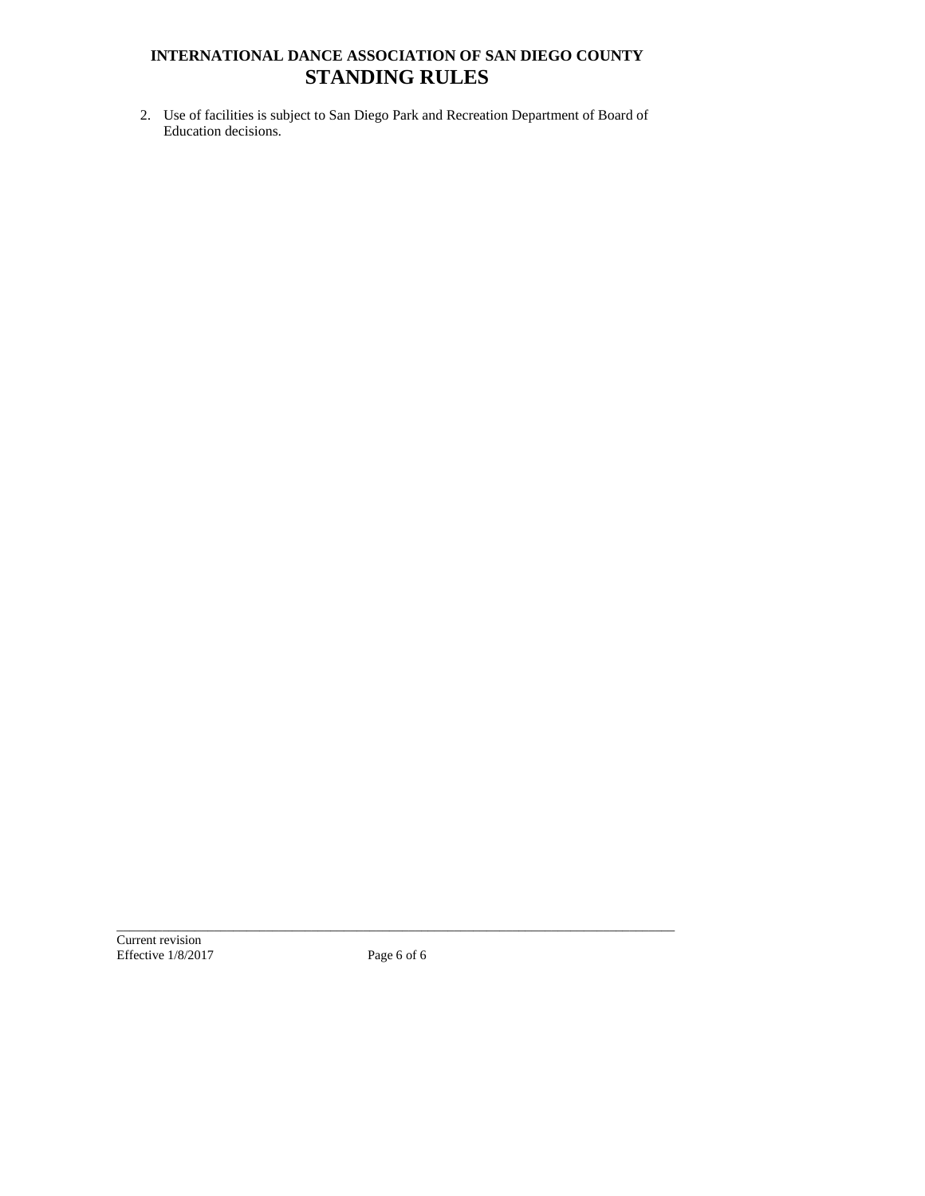2. Use of facilities is subject to San Diego Park and Recreation Department of Board of Education decisions.